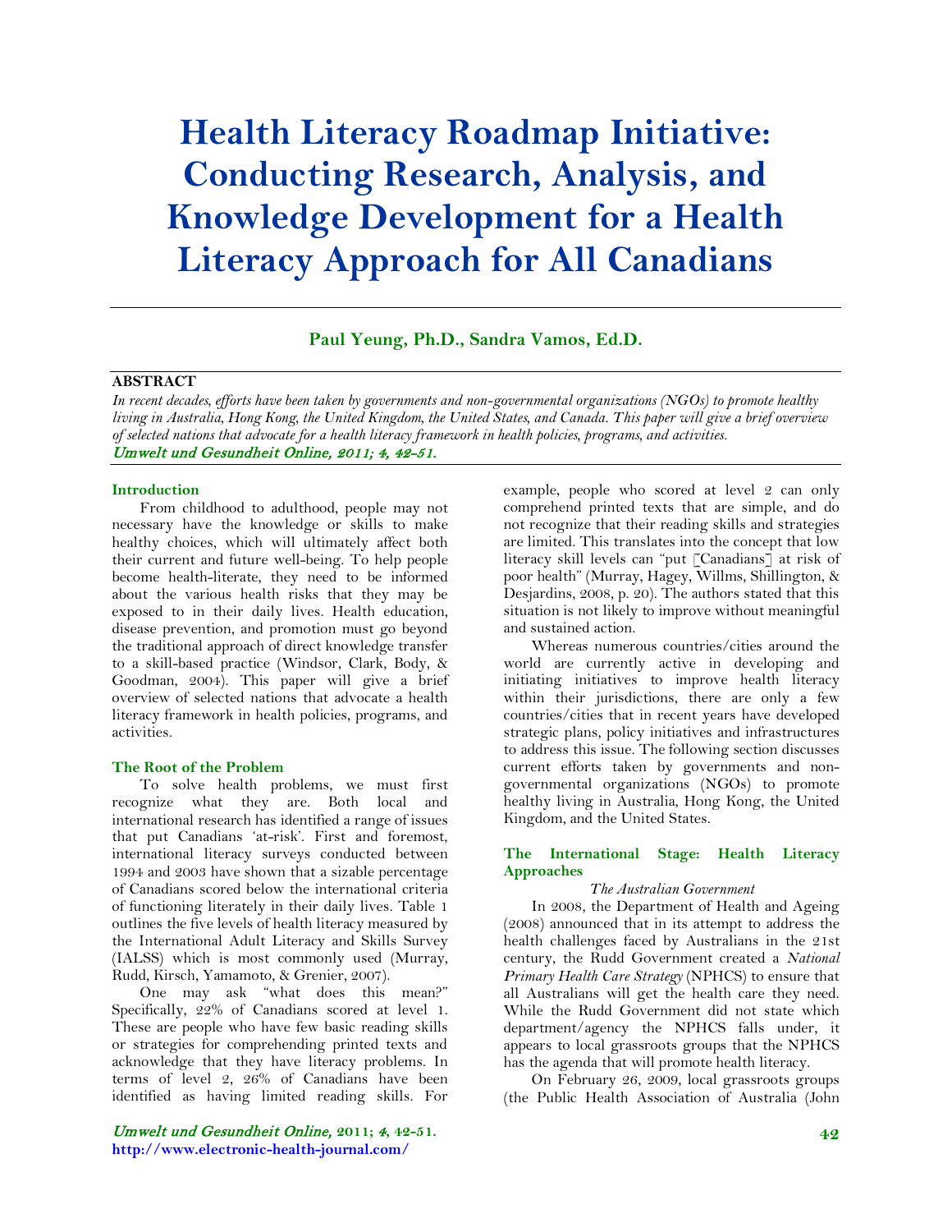# Health Literacy Roadmap Initiative: Conducting Research, Analysis, and Knowledge Development for a Health Literacy Approach for All Canadians

**Paul Yeung, Ph.D., Sandra Vamos, Ed.D.**

**ABSTRACT**

*In recent decades, efforts have been taken by governments and non-governmental organizations (NGOs) to promote healthy living in Australia, Hong Kong, the United Kingdom, the United States, and Canada. This paper will give a brief overview of selected nations that advocate for a health literacy framework in health policies, programs, and activities.*

*Umwelt und Gesundheit Online, 2011; 4, 42-51.*

## Introduction

From childhood to adulthood, people may not necessary have the knowledge or skills to make healthy choices, which will ultimately affect both their current and future well-being. To help people become health-literate, they need to be informed about the various health risks that they may be exposed to in their daily lives. Health education, disease prevention, and promotion must go beyond the traditional approach of direct knowledge transfer to a skill-based practice (Windsor, Clark, Body, & Goodman, 2004). This paper will give a brief overview of selected nations that advocate a health literacy framework in health policies, programs, and activities.

## The Root of the Problem

To solve health problems, we must first recognize what they are. Both local and international research has identified a range of issues that put Canadians 'at-risk'. First and foremost, international literacy surveys conducted between 1994 and 2003 have shown that a sizable percentage of Canadians scored below the international criteria of functioning literately in their daily lives. Table 1 outlines the five levels of health literacy measured by the International Adult Literacy and Skills Survey (IALSS) which is most commonly used (Murray, Rudd, Kirsch, Yamamoto, & Grenier, 2007).

One may ask "what does this mean?" Specifically, 22% of Canadians scored at level 1. These are people who have few basic reading skills or strategies for comprehending printed texts and acknowledge that they have literacy problems. In terms of level 2, 26% of Canadians have been identified as having limited reading skills. For example, people who scored at level 2 can only comprehend printed texts that are simple, and do not recognize that their reading skills and strategies are limited. This translates into the concept that low literacy skill levels can "put [Canadians] at risk of poor health" (Murray, Hagey, Willms, Shillington, & Desjardins, 2008, p. 20). The authors stated that this situation is not likely to improve without meaningful and sustained action.

Whereas numerous countries/cities around the world are currently active in developing and initiating initiatives to improve health literacy within their jurisdictions, there are only a few countries/cities that in recent years have developed strategic plans, policy initiatives and infrastructures to address this issue. The following section discusses current efforts taken by governments and non-governmental organizations (NGOs) to promote healthy living in Australia, Hong Kong, the United Kingdom, and the United States.

## The International Stage: Health Literacy Approaches

### *The Australian Government*

In 2008, the Department of Health and Ageing (2008) announced that in its attempt to address the health challenges faced by Australians in the 21st century, the Rudd Government created a *National Primary Health Care Strategy* (NPHCS) to ensure that all Australians will get the health care they need. While the Rudd Government did not state which department/agency the NPHCS falls under, it appears to local grassroots groups that the NPHCS has the agenda that will promote health literacy.

On February 26, 2009, local grassroots groups (the Public Health Association of Australia (John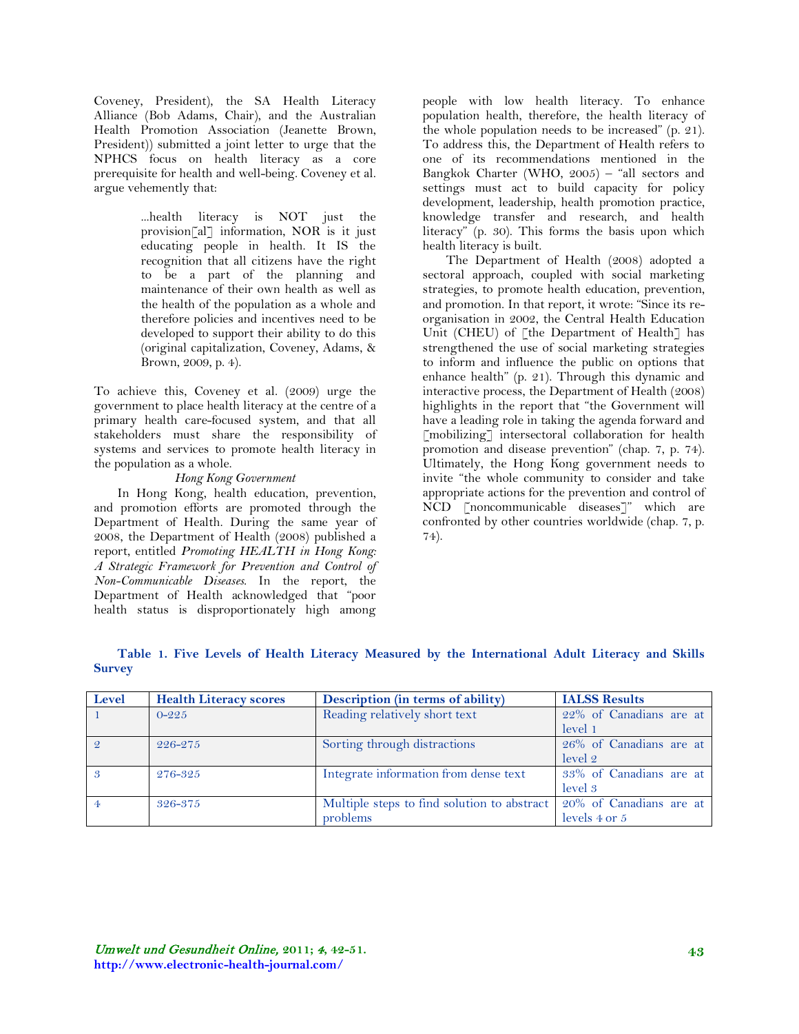Coveney, President), the SA Health Literacy Alliance (Bob Adams, Chair), and the Australian Health Promotion Association (Jeanette Brown, President)) submitted a joint letter to urge that the NPHCS focus on health literacy as a core prerequisite for health and well-being. Coveney et al. argue vehemently that:

> ...health literacy is NOT just the provision[al] information, NOR is it just educating people in health. It IS the recognition that all citizens have the right to be a part of the planning and maintenance of their own health as well as the health of the population as a whole and therefore policies and incentives need to be developed to support their ability to do this (original capitalization, Coveney, Adams, & Brown, 2009, p. 4).

To achieve this, Coveney et al. (2009) urge the government to place health literacy at the centre of a primary health care-focused system, and that all stakeholders must share the responsibility of systems and services to promote health literacy in the population as a whole.

*Hong Kong Government*

In Hong Kong, health education, prevention, and promotion efforts are promoted through the Department of Health. During the same year of 2008, the Department of Health (2008) published a report, entitled *Promoting HEALTH in Hong Kong: A Strategic Framework for Prevention and Control of Non-Communicable Diseases*. In the report, the Department of Health acknowledged that "poor health status is disproportionately high among people with low health literacy. To enhance population health, therefore, the health literacy of the whole population needs to be increased" (p. 21). To address this, the Department of Health refers to one of its recommendations mentioned in the Bangkok Charter (WHO, 2005) – "all sectors and settings must act to build capacity for policy development, leadership, health promotion practice, knowledge transfer and research, and health literacy" (p. 30). This forms the basis upon which health literacy is built.

The Department of Health (2008) adopted a sectoral approach, coupled with social marketing strategies, to promote health education, prevention, and promotion. In that report, it wrote: "Since its re-organisation in 2002, the Central Health Education Unit (CHEU) of [the Department of Health] has strengthened the use of social marketing strategies to inform and influence the public on options that enhance health" (p. 21). Through this dynamic and interactive process, the Department of Health (2008) highlights in the report that "the Government will have a leading role in taking the agenda forward and [mobilizing] intersectoral collaboration for health promotion and disease prevention" (chap. 7, p. 74). Ultimately, the Hong Kong government needs to invite "the whole community to consider and take appropriate actions for the prevention and control of NCD [noncommunicable diseases]" which are confronted by other countries worldwide (chap. 7, p. 74).

**Table 1. Five Levels of Health Literacy Measured by the International Adult Literacy and Skills Survey**

| Level | Health Literacy scores | Description (in terms of ability) | IALSS Results |
|---|---|---|---|
| 1 | 0-225 | Reading relatively short text | 22% of Canadians are at level 1 |
| 2 | 226-275 | Sorting through distractions | 26% of Canadians are at level 2 |
| 3 | 276-325 | Integrate information from dense text | 33% of Canadians are at level 3 |
| 4 | 326-375 | Multiple steps to find solution to abstract problems | 20% of Canadians are at levels 4 or 5 |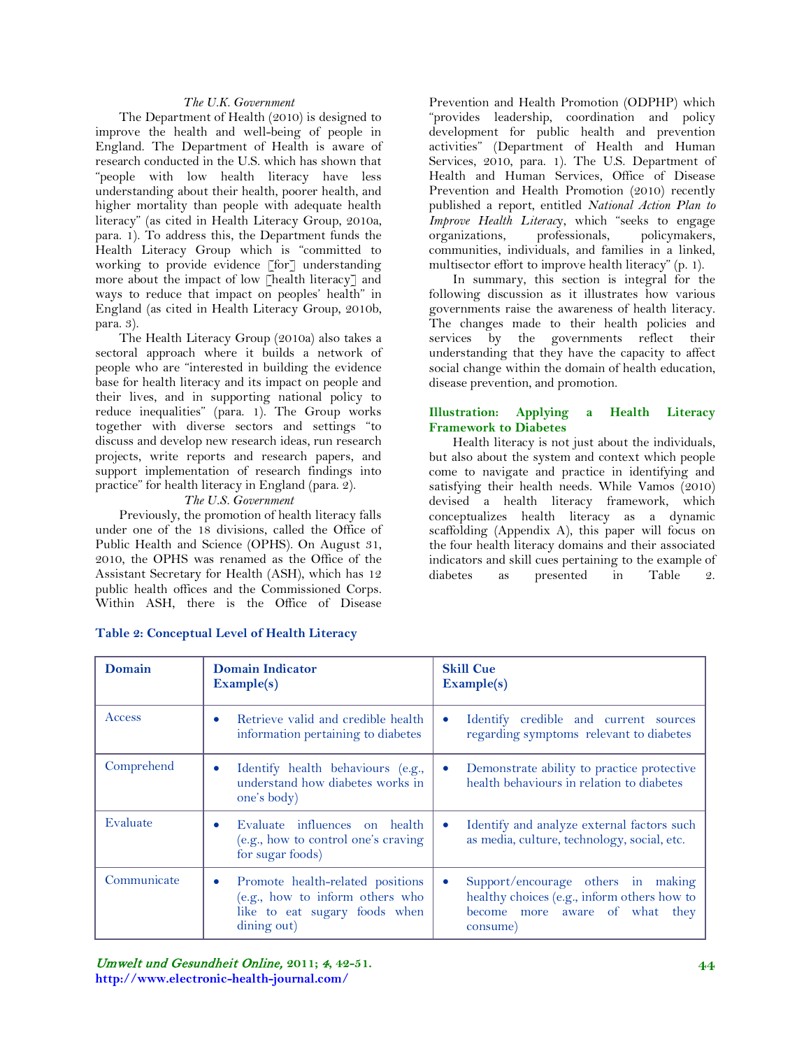### *The U.K. Government*

The Department of Health (2010) is designed to improve the health and well-being of people in England. The Department of Health is aware of research conducted in the U.S. which has shown that "people with low health literacy have less understanding about their health, poorer health, and higher mortality than people with adequate health literacy" (as cited in Health Literacy Group, 2010a, para. 1). To address this, the Department funds the Health Literacy Group which is "committed to working to provide evidence [for] understanding more about the impact of low [health literacy] and ways to reduce that impact on peoples' health" in England (as cited in Health Literacy Group, 2010b, para. 3).

The Health Literacy Group (2010a) also takes a sectoral approach where it builds a network of people who are "interested in building the evidence base for health literacy and its impact on people and their lives, and in supporting national policy to reduce inequalities" (para. 1). The Group works together with diverse sectors and settings "to discuss and develop new research ideas, run research projects, write reports and research papers, and support implementation of research findings into practice" for health literacy in England (para. 2).

### *The U.S. Government*

Previously, the promotion of health literacy falls under one of the 18 divisions, called the Office of Public Health and Science (OPHS). On August 31, 2010, the OPHS was renamed as the Office of the Assistant Secretary for Health (ASH), which has 12 public health offices and the Commissioned Corps. Within ASH, there is the Office of Disease Prevention and Health Promotion (ODPHP) which "provides leadership, coordination and policy development for public health and prevention activities" (Department of Health and Human Services, 2010, para. 1). The U.S. Department of Health and Human Services, Office of Disease Prevention and Health Promotion (2010) recently published a report, entitled *National Action Plan to Improve Health Literacy*, which "seeks to engage organizations, professionals, policymakers, communities, individuals, and families in a linked, multisector effort to improve health literacy" (p. 1).

In summary, this section is integral for the following discussion as it illustrates how various governments raise the awareness of health literacy. The changes made to their health policies and services by the governments reflect their understanding that they have the capacity to affect social change within the domain of health education, disease prevention, and promotion.

## Illustration: Applying a Health Literacy Framework to Diabetes

Health literacy is not just about the individuals, but also about the system and context which people come to navigate and practice in identifying and satisfying their health needs. While Vamos (2010) devised a health literacy framework, which conceptualizes health literacy as a dynamic scaffolding (Appendix A), this paper will focus on the four health literacy domains and their associated indicators and skill cues pertaining to the example of diabetes as presented in Table 2.

**Table 2: Conceptual Level of Health Literacy**

| Domain | Domain Indicator Example(s) | Skill Cue Example(s) |
|---|---|---|
| Access | • Retrieve valid and credible health information pertaining to diabetes | • Identify credible and current sources regarding symptoms relevant to diabetes |
| Comprehend | • Identify health behaviours (e.g., understand how diabetes works in one's body) | • Demonstrate ability to practice protective health behaviours in relation to diabetes |
| Evaluate | • Evaluate influences on health (e.g., how to control one's craving for sugar foods) | • Identify and analyze external factors such as media, culture, technology, social, etc. |
| Communicate | • Promote health-related positions (e.g., how to inform others who like to eat sugary foods when dining out) | • Support/encourage others in making healthy choices (e.g., inform others how to become more aware of what they consume) |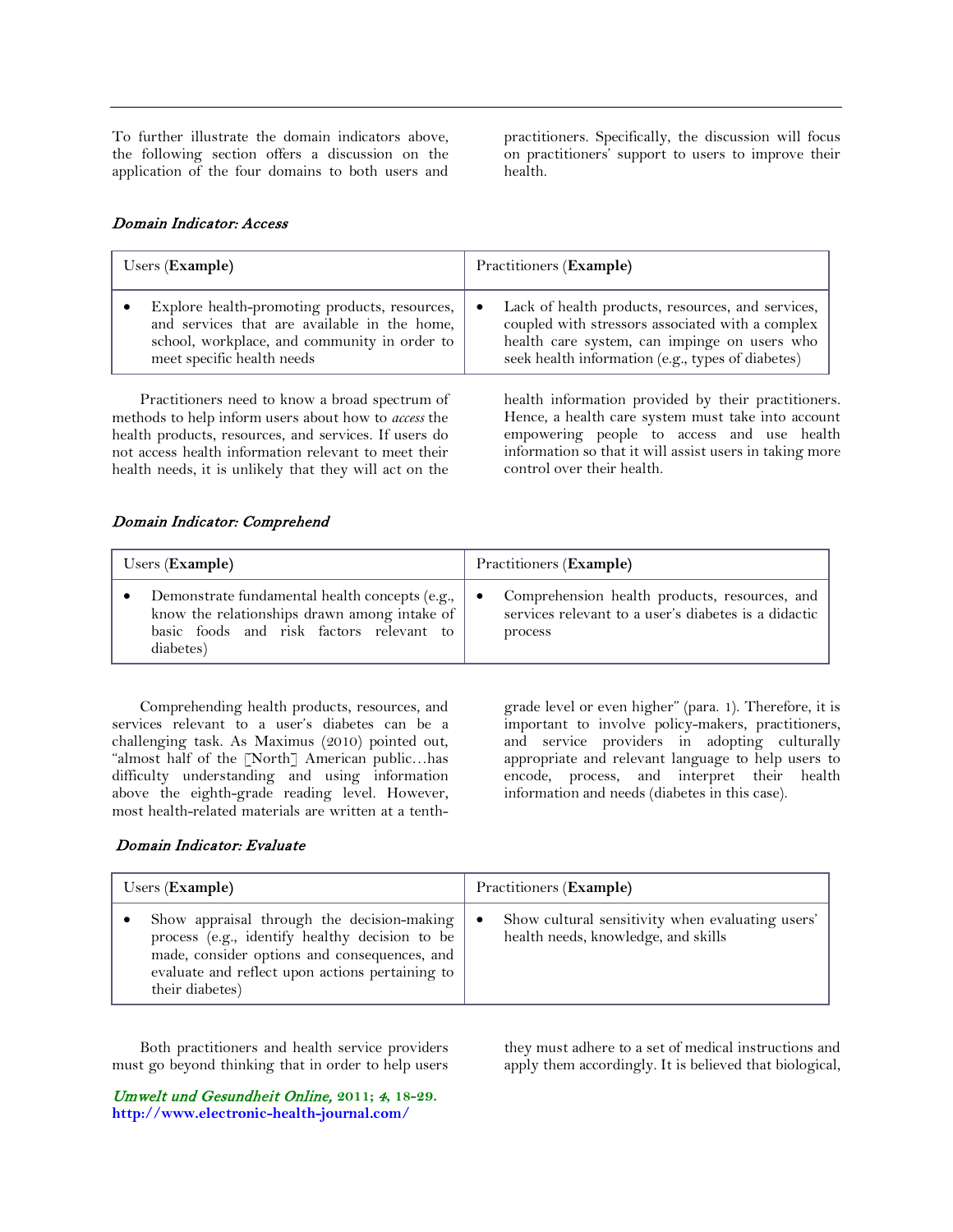To further illustrate the domain indicators above, the following section offers a discussion on the application of the four domains to both users and practitioners. Specifically, the discussion will focus on practitioners' support to users to improve their health.

### *Domain Indicator: Access*

| Users (**Example**) | Practitioners (**Example**) |
| --- | --- |
| • Explore health-promoting products, resources, and services that are available in the home, school, workplace, and community in order to meet specific health needs | • Lack of health products, resources, and services, coupled with stressors associated with a complex health care system, can impinge on users who seek health information (e.g., types of diabetes) |

Practitioners need to know a broad spectrum of methods to help inform users about how to *access* the health products, resources, and services. If users do not access health information relevant to meet their health needs, it is unlikely that they will act on the health information provided by their practitioners. Hence, a health care system must take into account empowering people to access and use health information so that it will assist users in taking more control over their health.

### *Domain Indicator: Comprehend*

| Users (**Example**) | Practitioners (**Example**) |
| --- | --- |
| • Demonstrate fundamental health concepts (e.g., know the relationships drawn among intake of basic foods and risk factors relevant to diabetes) | • Comprehension health products, resources, and services relevant to a user's diabetes is a didactic process |

Comprehending health products, resources, and services relevant to a user's diabetes can be a challenging task. As Maximus (2010) pointed out, "almost half of the [North] American public…has difficulty understanding and using information above the eighth-grade reading level. However, most health-related materials are written at a tenth-grade level or even higher" (para. 1). Therefore, it is important to involve policy-makers, practitioners, and service providers in adopting culturally appropriate and relevant language to help users to encode, process, and interpret their health information and needs (diabetes in this case).

### *Domain Indicator: Evaluate*

| Users (**Example**) | Practitioners (**Example**) |
| --- | --- |
| • Show appraisal through the decision-making process (e.g., identify healthy decision to be made, consider options and consequences, and evaluate and reflect upon actions pertaining to their diabetes) | • Show cultural sensitivity when evaluating users' health needs, knowledge, and skills |

Both practitioners and health service providers must go beyond thinking that in order to help users they must adhere to a set of medical instructions and apply them accordingly. It is believed that biological,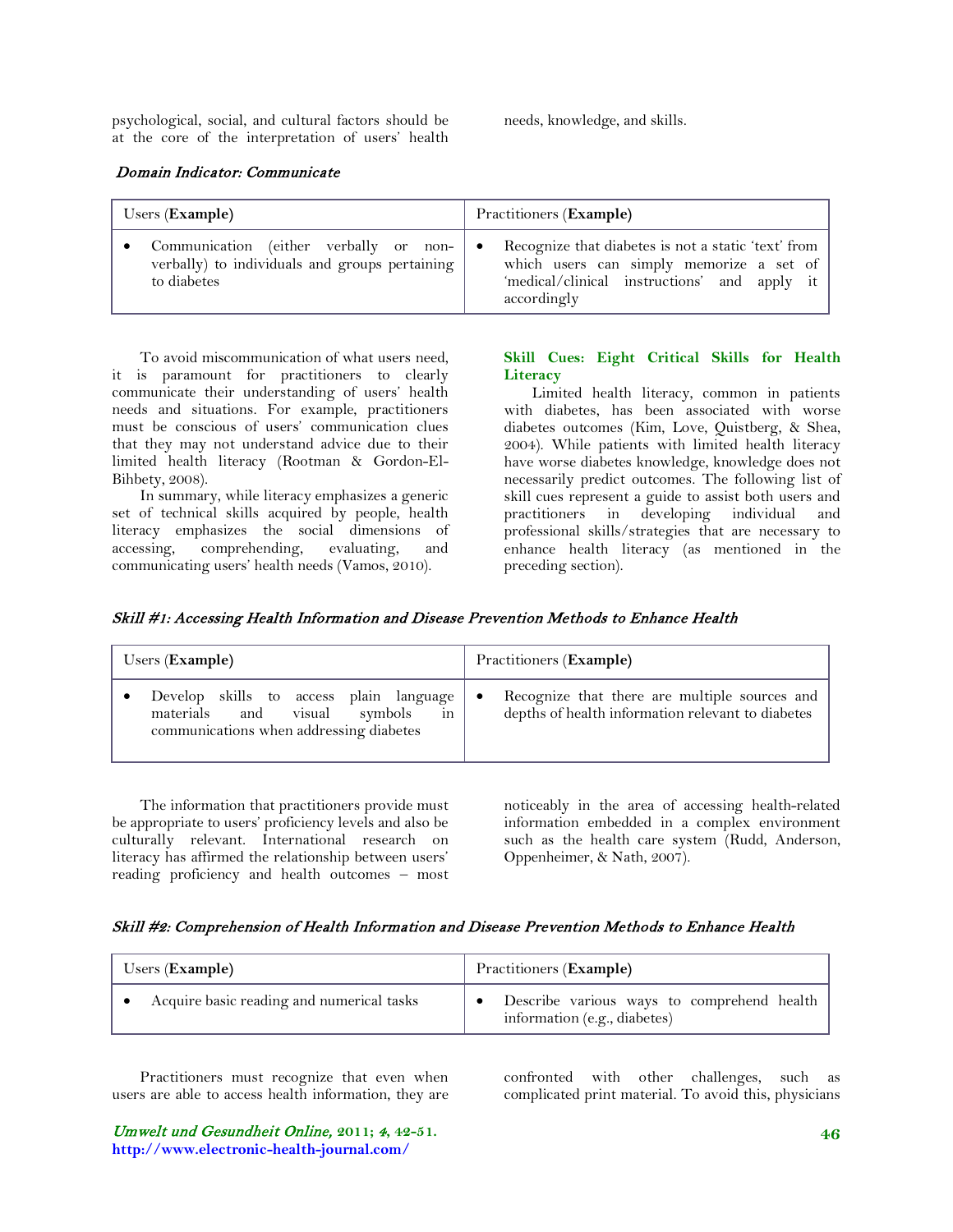psychological, social, and cultural factors should be at the core of the interpretation of users' health needs, knowledge, and skills.

*Domain Indicator: Communicate*

| Users (**Example**) | Practitioners (**Example**) |
|---|---|
| • Communication (either verbally or non-verbally) to individuals and groups pertaining to diabetes | • Recognize that diabetes is not a static 'text' from which users can simply memorize a set of 'medical/clinical instructions' and apply it accordingly |

To avoid miscommunication of what users need, it is paramount for practitioners to clearly communicate their understanding of users' health needs and situations. For example, practitioners must be conscious of users' communication clues that they may not understand advice due to their limited health literacy (Rootman & Gordon-El-Bihbety, 2008).

In summary, while literacy emphasizes a generic set of technical skills acquired by people, health literacy emphasizes the social dimensions of accessing, comprehending, evaluating, and communicating users' health needs (Vamos, 2010).

## Skill Cues: Eight Critical Skills for Health Literacy

Limited health literacy, common in patients with diabetes, has been associated with worse diabetes outcomes (Kim, Love, Quistberg, & Shea, 2004). While patients with limited health literacy have worse diabetes knowledge, knowledge does not necessarily predict outcomes. The following list of skill cues represent a guide to assist both users and practitioners in developing individual and professional skills/strategies that are necessary to enhance health literacy (as mentioned in the preceding section).

***Skill #1: Accessing Health Information and Disease Prevention Methods to Enhance Health***

| Users (**Example**) | Practitioners (**Example**) |
|---|---|
| • Develop skills to access plain language materials and visual symbols in communications when addressing diabetes | • Recognize that there are multiple sources and depths of health information relevant to diabetes |

The information that practitioners provide must be appropriate to users' proficiency levels and also be culturally relevant. International research on literacy has affirmed the relationship between users' reading proficiency and health outcomes – most noticeably in the area of accessing health-related information embedded in a complex environment such as the health care system (Rudd, Anderson, Oppenheimer, & Nath, 2007).

***Skill #2: Comprehension of Health Information and Disease Prevention Methods to Enhance Health***

| Users (**Example**) | Practitioners (**Example**) |
|---|---|
| • Acquire basic reading and numerical tasks | • Describe various ways to comprehend health information (e.g., diabetes) |

Practitioners must recognize that even when users are able to access health information, they are confronted with other challenges, such as complicated print material. To avoid this, physicians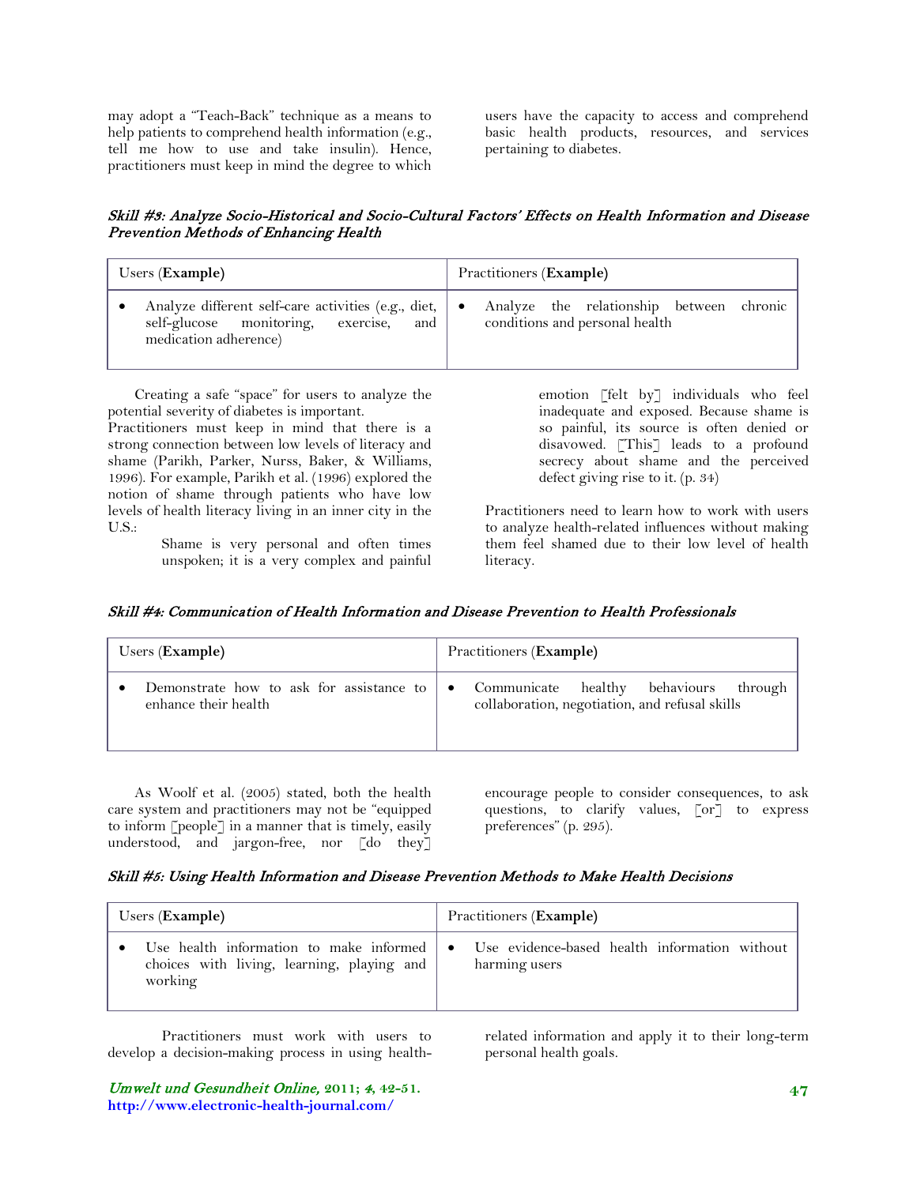may adopt a "Teach-Back" technique as a means to help patients to comprehend health information (e.g., tell me how to use and take insulin). Hence, practitioners must keep in mind the degree to which users have the capacity to access and comprehend basic health products, resources, and services pertaining to diabetes.

***Skill #3: Analyze Socio-Historical and Socio-Cultural Factors' Effects on Health Information and Disease Prevention Methods of Enhancing Health***

| Users (**Example**) | Practitioners (**Example**) |
| --- | --- |
| • Analyze different self-care activities (e.g., diet, self-glucose monitoring, exercise, and medication adherence) | • Analyze the relationship between chronic conditions and personal health |

Creating a safe "space" for users to analyze the potential severity of diabetes is important.
Practitioners must keep in mind that there is a strong connection between low levels of literacy and shame (Parikh, Parker, Nurss, Baker, & Williams, 1996). For example, Parikh et al. (1996) explored the notion of shame through patients who have low levels of health literacy living in an inner city in the U.S.:

> Shame is very personal and often times unspoken; it is a very complex and painful emotion [felt by] individuals who feel inadequate and exposed. Because shame is so painful, its source is often denied or disavowed. [This] leads to a profound secrecy about shame and the perceived defect giving rise to it. (p. 34)

Practitioners need to learn how to work with users to analyze health-related influences without making them feel shamed due to their low level of health literacy.

***Skill #4: Communication of Health Information and Disease Prevention to Health Professionals***

| Users (**Example**) | Practitioners (**Example**) |
| --- | --- |
| • Demonstrate how to ask for assistance to enhance their health | • Communicate healthy behaviours through collaboration, negotiation, and refusal skills |

As Woolf et al. (2005) stated, both the health care system and practitioners may not be "equipped to inform [people] in a manner that is timely, easily understood, and jargon-free, nor [do they] encourage people to consider consequences, to ask questions, to clarify values, [or] to express preferences" (p. 295).

***Skill #5: Using Health Information and Disease Prevention Methods to Make Health Decisions***

| Users (**Example**) | Practitioners (**Example**) |
| --- | --- |
| • Use health information to make informed choices with living, learning, playing and working | • Use evidence-based health information without harming users |

Practitioners must work with users to develop a decision-making process in using health-related information and apply it to their long-term personal health goals.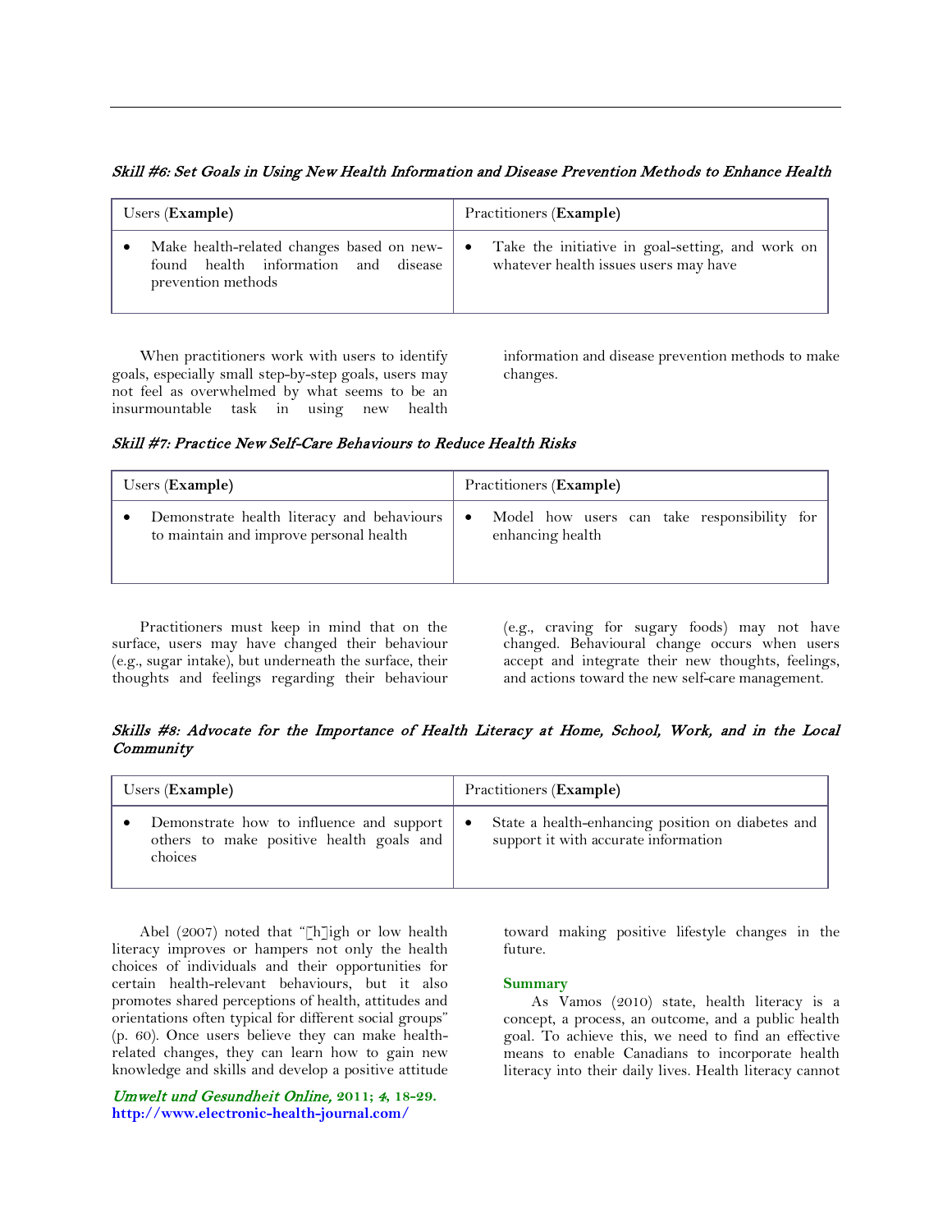*Skill #6: Set Goals in Using New Health Information and Disease Prevention Methods to Enhance Health*

| Users (**Example**) | Practitioners (**Example**) |
|---|---|
| • Make health-related changes based on new-found health information and disease prevention methods | • Take the initiative in goal-setting, and work on whatever health issues users may have |

When practitioners work with users to identify goals, especially small step-by-step goals, users may not feel as overwhelmed by what seems to be an insurmountable task in using new health information and disease prevention methods to make changes.

*Skill #7: Practice New Self-Care Behaviours to Reduce Health Risks*

| Users (**Example**) | Practitioners (**Example**) |
|---|---|
| • Demonstrate health literacy and behaviours to maintain and improve personal health | • Model how users can take responsibility for enhancing health |

Practitioners must keep in mind that on the surface, users may have changed their behaviour (e.g., sugar intake), but underneath the surface, their thoughts and feelings regarding their behaviour (e.g., craving for sugary foods) may not have changed. Behavioural change occurs when users accept and integrate their new thoughts, feelings, and actions toward the new self-care management.

*Skills #8: Advocate for the Importance of Health Literacy at Home, School, Work, and in the Local Community*

| Users (**Example**) | Practitioners (**Example**) |
|---|---|
| • Demonstrate how to influence and support others to make positive health goals and choices | • State a health-enhancing position on diabetes and support it with accurate information |

Abel (2007) noted that "[h]igh or low health literacy improves or hampers not only the health choices of individuals and their opportunities for certain health-relevant behaviours, but it also promotes shared perceptions of health, attitudes and orientations often typical for different social groups" (p. 60). Once users believe they can make health-related changes, they can learn how to gain new knowledge and skills and develop a positive attitude toward making positive lifestyle changes in the future.

**Summary**

As Vamos (2010) state, health literacy is a concept, a process, an outcome, and a public health goal. To achieve this, we need to find an effective means to enable Canadians to incorporate health literacy into their daily lives. Health literacy cannot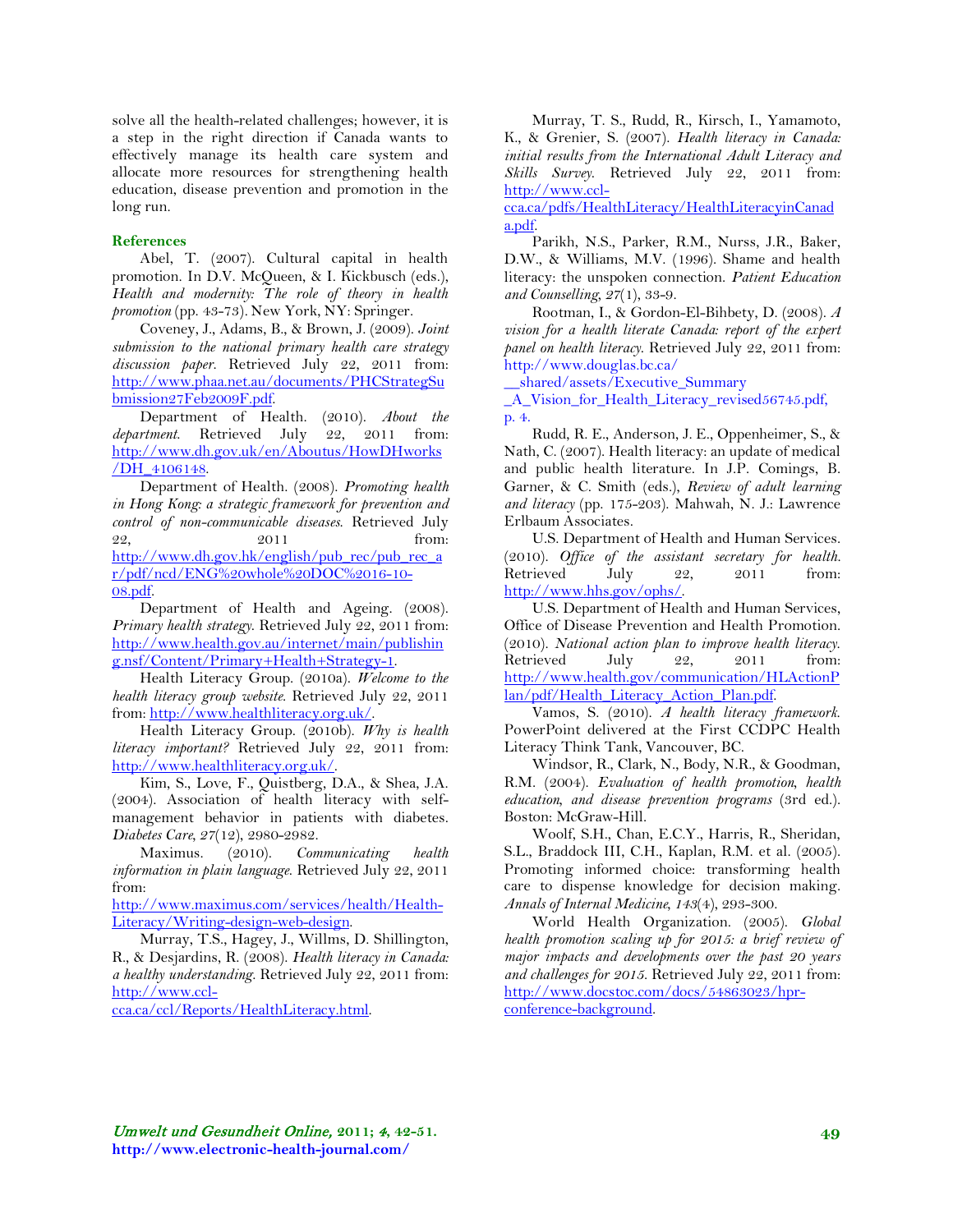solve all the health-related challenges; however, it is a step in the right direction if Canada wants to effectively manage its health care system and allocate more resources for strengthening health education, disease prevention and promotion in the long run.

## References

Abel, T. (2007). Cultural capital in health promotion. In D.V. McQueen, & I. Kickbusch (eds.), *Health and modernity: The role of theory in health promotion* (pp. 43-73). New York, NY: Springer.

Coveney, J., Adams, B., & Brown, J. (2009). *Joint submission to the national primary health care strategy discussion paper*. Retrieved July 22, 2011 from: http://www.phaa.net.au/documents/PHCStrategSubmission27Feb2009F.pdf.

Department of Health. (2010). *About the department*. Retrieved July 22, 2011 from: http://www.dh.gov.uk/en/Aboutus/HowDHworks/DH_4106148.

Department of Health. (2008). *Promoting health in Hong Kong: a strategic framework for prevention and control of non-communicable diseases*. Retrieved July 22, 2011 from: http://www.dh.gov.hk/english/pub_rec/pub_rec_ar/pdf/ncd/ENG%20whole%20DOC%2016-10-08.pdf.

Department of Health and Ageing. (2008). *Primary health strategy*. Retrieved July 22, 2011 from: http://www.health.gov.au/internet/main/publishing.nsf/Content/Primary+Health+Strategy-1.

Health Literacy Group. (2010a). *Welcome to the health literacy group website*. Retrieved July 22, 2011 from: http://www.healthliteracy.org.uk/.

Health Literacy Group. (2010b). *Why is health literacy important?* Retrieved July 22, 2011 from: http://www.healthliteracy.org.uk/.

Kim, S., Love, F., Quistberg, D.A., & Shea, J.A. (2004). Association of health literacy with self-management behavior in patients with diabetes. *Diabetes Care, 27*(12), 2980-2982.

Maximus. (2010). *Communicating health information in plain language*. Retrieved July 22, 2011 from: http://www.maximus.com/services/health/Health-Literacy/Writing-design-web-design.

Murray, T.S., Hagey, J., Willms, D. Shillington, R., & Desjardins, R. (2008). *Health literacy in Canada: a healthy understanding*. Retrieved July 22, 2011 from: http://www.ccl-cca.ca/ccl/Reports/HealthLiteracy.html.

Murray, T. S., Rudd, R., Kirsch, I., Yamamoto, K., & Grenier, S. (2007). *Health literacy in Canada: initial results from the International Adult Literacy and Skills Survey*. Retrieved July 22, 2011 from: http://www.ccl-cca.ca/pdfs/HealthLiteracy/HealthLiteracyinCanada.pdf.

Parikh, N.S., Parker, R.M., Nurss, J.R., Baker, D.W., & Williams, M.V. (1996). Shame and health literacy: the unspoken connection. *Patient Education and Counselling, 27*(1), 33-9.

Rootman, I., & Gordon-El-Bihbety, D. (2008). *A vision for a health literate Canada: report of the expert panel on health literacy*. Retrieved July 22, 2011 from: http://www.douglas.bc.ca/__shared/assets/Executive_Summary_A_Vision_for_Health_Literacy_revised56745.pdf, p. 4.

Rudd, R. E., Anderson, J. E., Oppenheimer, S., & Nath, C. (2007). Health literacy: an update of medical and public health literature. In J.P. Comings, B. Garner, & C. Smith (eds.), *Review of adult learning and literacy* (pp. 175-203). Mahwah, N. J.: Lawrence Erlbaum Associates.

U.S. Department of Health and Human Services. (2010). *Office of the assistant secretary for health*. Retrieved July 22, 2011 from: http://www.hhs.gov/ophs/.

U.S. Department of Health and Human Services, Office of Disease Prevention and Health Promotion. (2010). *National action plan to improve health literacy*. Retrieved July 22, 2011 from: http://www.health.gov/communication/HLActionPlan/pdf/Health_Literacy_Action_Plan.pdf.

Vamos, S. (2010). *A health literacy framework*. PowerPoint delivered at the First CCDPC Health Literacy Think Tank, Vancouver, BC.

Windsor, R., Clark, N., Body, N.R., & Goodman, R.M. (2004). *Evaluation of health promotion, health education, and disease prevention programs* (3rd ed.). Boston: McGraw-Hill.

Woolf, S.H., Chan, E.C.Y., Harris, R., Sheridan, S.L., Braddock III, C.H., Kaplan, R.M. et al. (2005). Promoting informed choice: transforming health care to dispense knowledge for decision making. *Annals of Internal Medicine, 143*(4), 293-300.

World Health Organization. (2005). *Global health promotion scaling up for 2015: a brief review of major impacts and developments over the past 20 years and challenges for 2015*. Retrieved July 22, 2011 from: http://www.docstoc.com/docs/54863023/hpr-conference-background.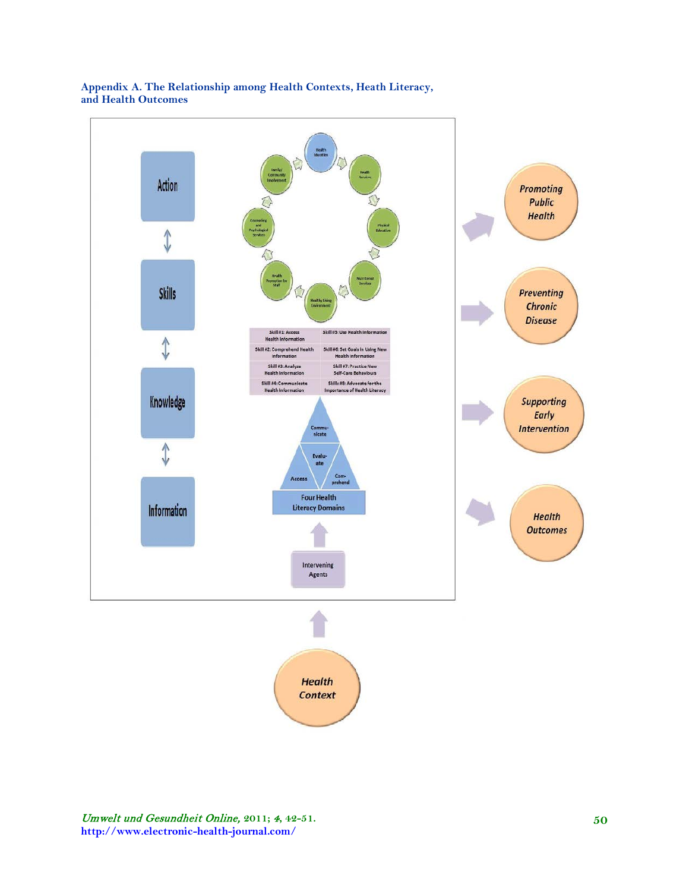## Appendix A. The Relationship among Health Contexts, Heath Literacy, and Health Outcomes

Action

Skills

Knowledge

Information

Health Education

Health Services

Physical Education

Nutritional Services

Healthy Living Environment

Health Promotion for Staff

Counseling and Psychological Services

Family/ Community Involvement

| | |
|---|---|
| Skill #1: Access Health Information | Skill #5: Use Health Information |
| Skill #2: Comprehend Health Information | Skill #6: Set Goals in Using New Health Information |
| Skill #3: Analyze Health Information | Skill #7: Practice New Self-Care Behaviours |
| Skill #4: Communicate Health Information | Skills #8: Advocate for the Importance of Health Literacy |

Communicate

Evaluate

Access

Comprehend

Four Health Literacy Domains

Intervening Agents

Promoting Public Health

Preventing Chronic Disease

Supporting Early Intervention

Health Outcomes

Health Context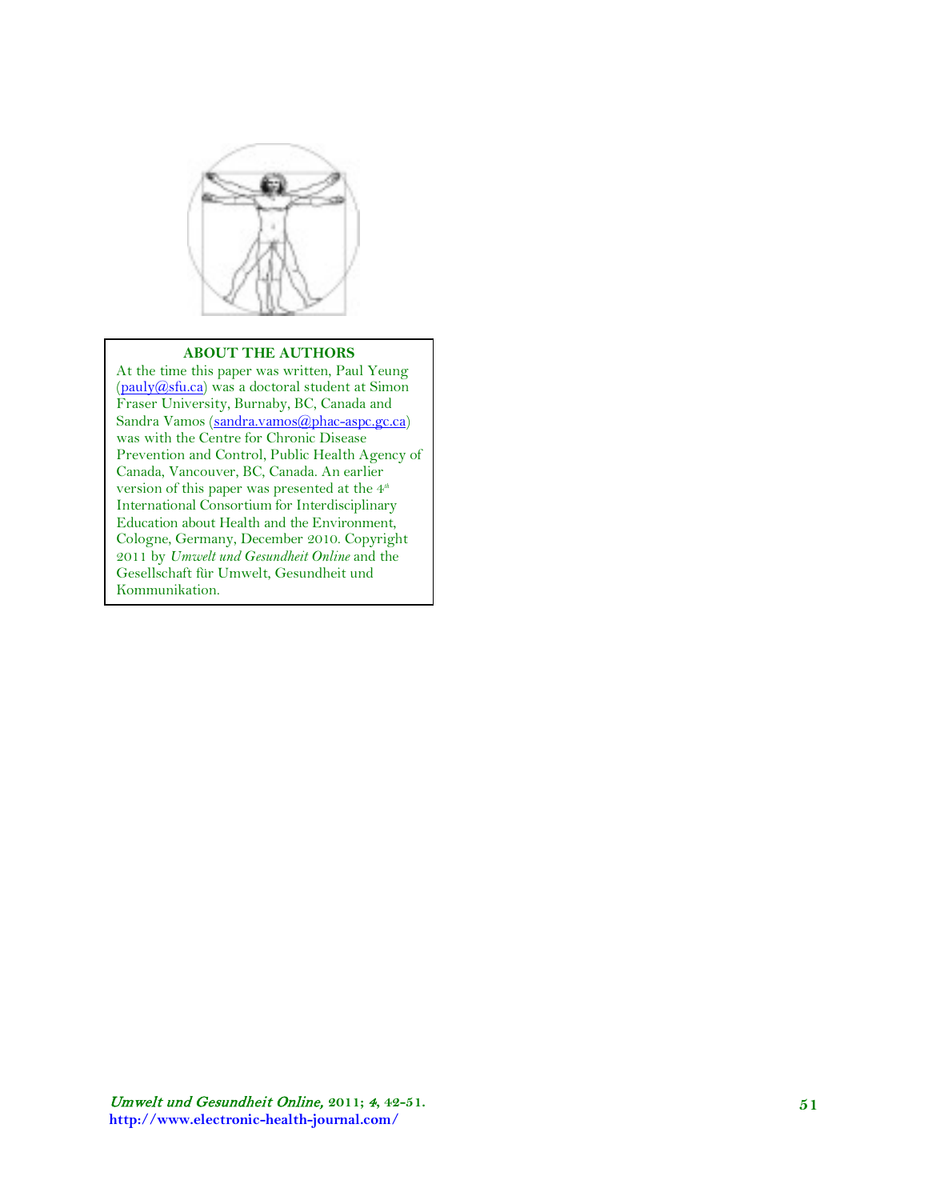**ABOUT THE AUTHORS**

At the time this paper was written, Paul Yeung (pauly@sfu.ca) was a doctoral student at Simon Fraser University, Burnaby, BC, Canada and Sandra Vamos (sandra.vamos@phac-aspc.gc.ca) was with the Centre for Chronic Disease Prevention and Control, Public Health Agency of Canada, Vancouver, BC, Canada. An earlier version of this paper was presented at the 4th International Consortium for Interdisciplinary Education about Health and the Environment, Cologne, Germany, December 2010. Copyright 2011 by *Umwelt und Gesundheit Online* and the Gesellschaft für Umwelt, Gesundheit und Kommunikation.